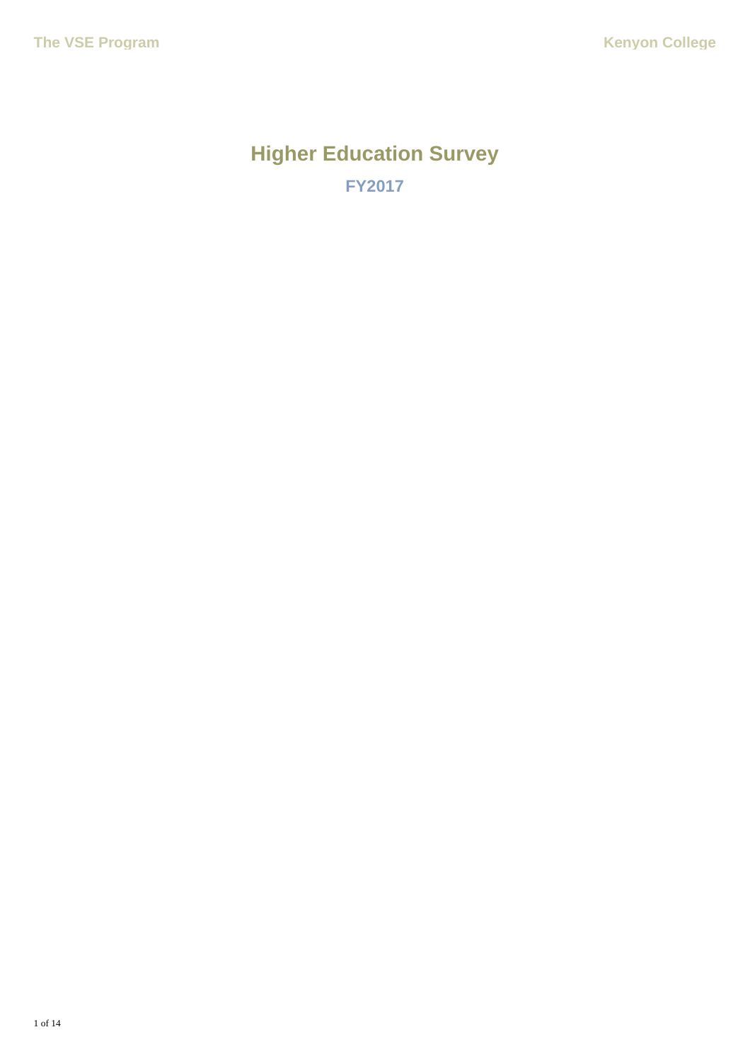# Higher Education Survey

## FY2017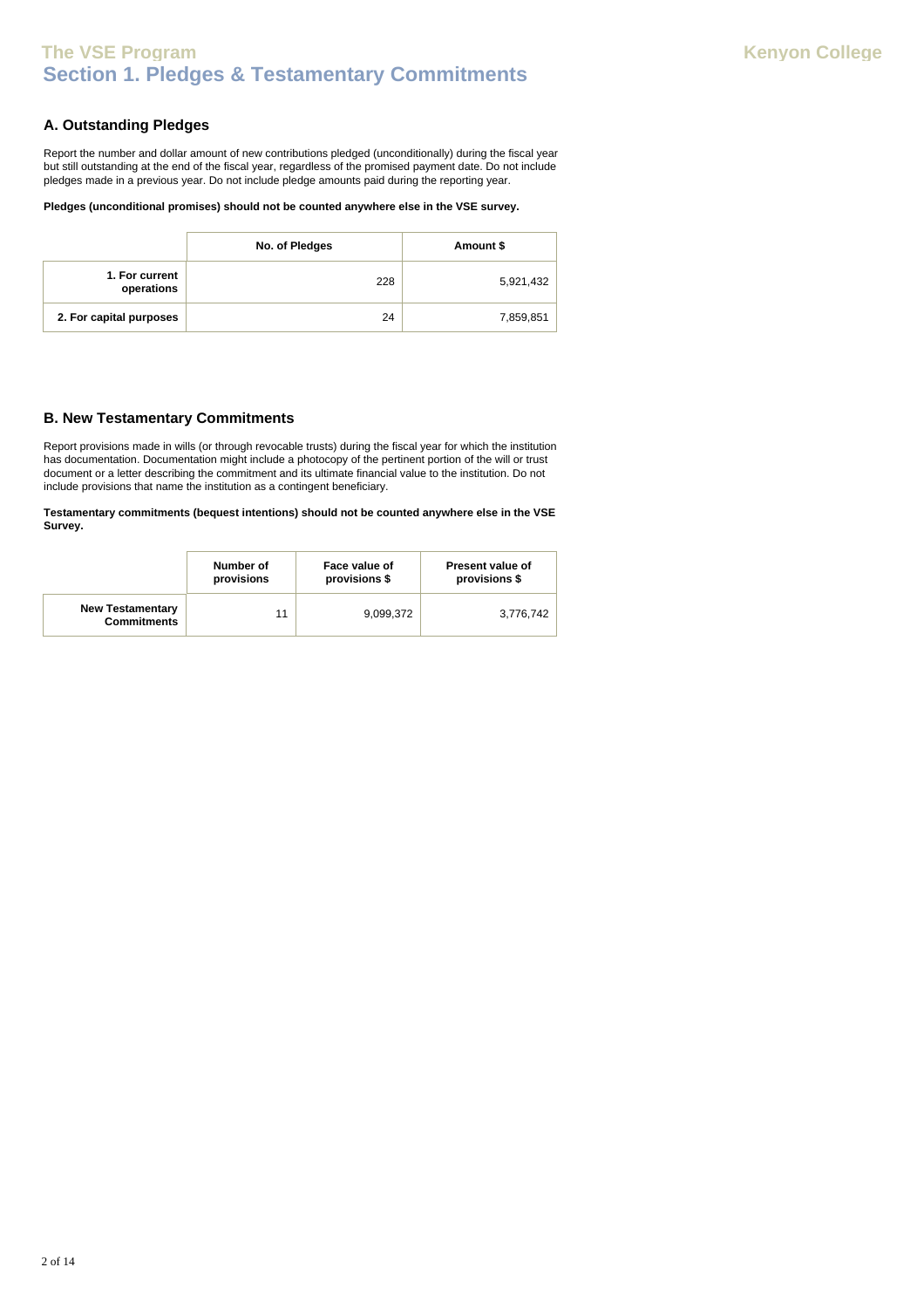# The VSE Program
## Section 1. Pledges & Testamentary Commitments

Kenyon College

### A. Outstanding Pledges

Report the number and dollar amount of new contributions pledged (unconditionally) during the fiscal year but still outstanding at the end of the fiscal year, regardless of the promised payment date. Do not include pledges made in a previous year. Do not include pledge amounts paid during the reporting year.

**Pledges (unconditional promises) should not be counted anywhere else in the VSE survey.**

| | No. of Pledges | Amount $ |
|---|---|---|
| **1. For current operations** | 228 | 5,921,432 |
| **2. For capital purposes** | 24 | 7,859,851 |

### B. New Testamentary Commitments

Report provisions made in wills (or through revocable trusts) during the fiscal year for which the institution has documentation. Documentation might include a photocopy of the pertinent portion of the will or trust document or a letter describing the commitment and its ultimate financial value to the institution. Do not include provisions that name the institution as a contingent beneficiary.

**Testamentary commitments (bequest intentions) should not be counted anywhere else in the VSE Survey.**

| | Number of provisions | Face value of provisions $ | Present value of provisions $ |
|---|---|---|---|
| **New Testamentary Commitments** | 11 | 9,099,372 | 3,776,742 |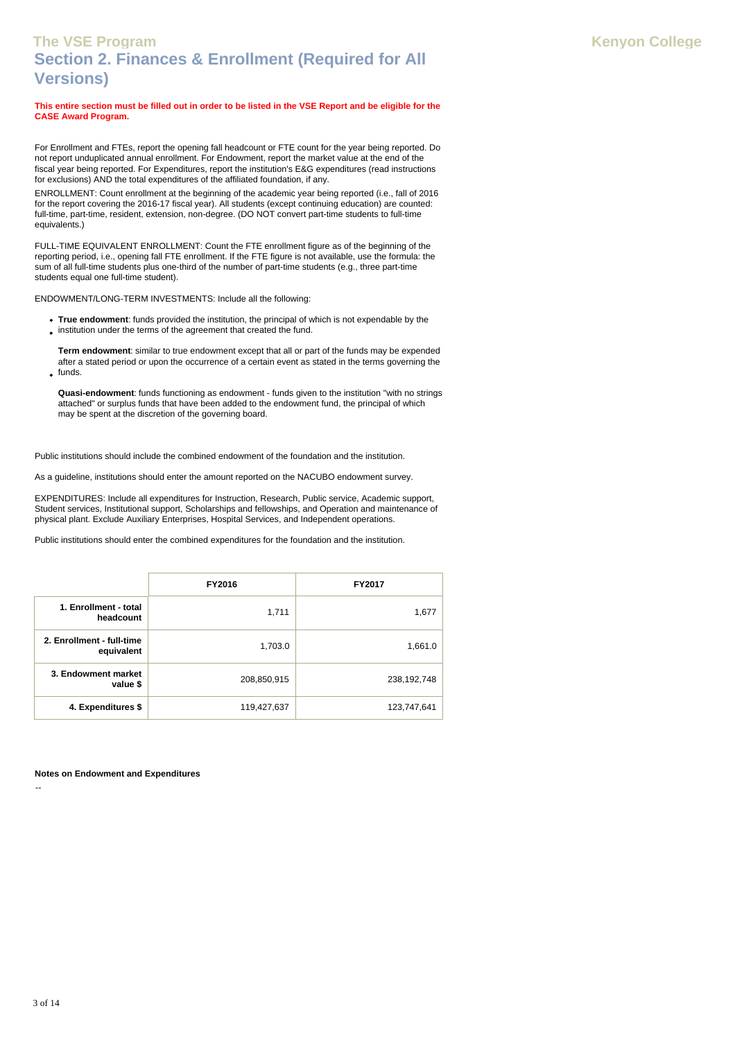# The VSE Program

Kenyon College

## Section 2. Finances & Enrollment (Required for All Versions)

**This entire section must be filled out in order to be listed in the VSE Report and be eligible for the CASE Award Program.**

For Enrollment and FTEs, report the opening fall headcount or FTE count for the year being reported. Do not report unduplicated annual enrollment. For Endowment, report the market value at the end of the fiscal year being reported. For Expenditures, report the institution's E&G expenditures (read instructions for exclusions) AND the total expenditures of the affiliated foundation, if any.

ENROLLMENT: Count enrollment at the beginning of the academic year being reported (i.e., fall of 2016 for the report covering the 2016-17 fiscal year). All students (except continuing education) are counted: full-time, part-time, resident, extension, non-degree. (DO NOT convert part-time students to full-time equivalents.)

FULL-TIME EQUIVALENT ENROLLMENT: Count the FTE enrollment figure as of the beginning of the reporting period, i.e., opening fall FTE enrollment. If the FTE figure is not available, use the formula: the sum of all full-time students plus one-third of the number of part-time students (e.g., three part-time students equal one full-time student).

ENDOWMENT/LONG-TERM INVESTMENTS: Include all the following:

- **True endowment**: funds provided the institution, the principal of which is not expendable by the institution under the terms of the agreement that created the fund.
- **Term endowment**: similar to true endowment except that all or part of the funds may be expended after a stated period or upon the occurrence of a certain event as stated in the terms governing the funds.
- **Quasi-endowment**: funds functioning as endowment - funds given to the institution "with no strings attached" or surplus funds that have been added to the endowment fund, the principal of which may be spent at the discretion of the governing board.

Public institutions should include the combined endowment of the foundation and the institution.

As a guideline, institutions should enter the amount reported on the NACUBO endowment survey.

EXPENDITURES: Include all expenditures for Instruction, Research, Public service, Academic support, Student services, Institutional support, Scholarships and fellowships, and Operation and maintenance of physical plant. Exclude Auxiliary Enterprises, Hospital Services, and Independent operations.

Public institutions should enter the combined expenditures for the foundation and the institution.

| | FY2016 | FY2017 |
|---|---|---|
| **1. Enrollment - total headcount** | 1,711 | 1,677 |
| **2. Enrollment - full-time equivalent** | 1,703.0 | 1,661.0 |
| **3. Endowment market value $** | 208,850,915 | 238,192,748 |
| **4. Expenditures $** | 119,427,637 | 123,747,641 |

**Notes on Endowment and Expenditures**

--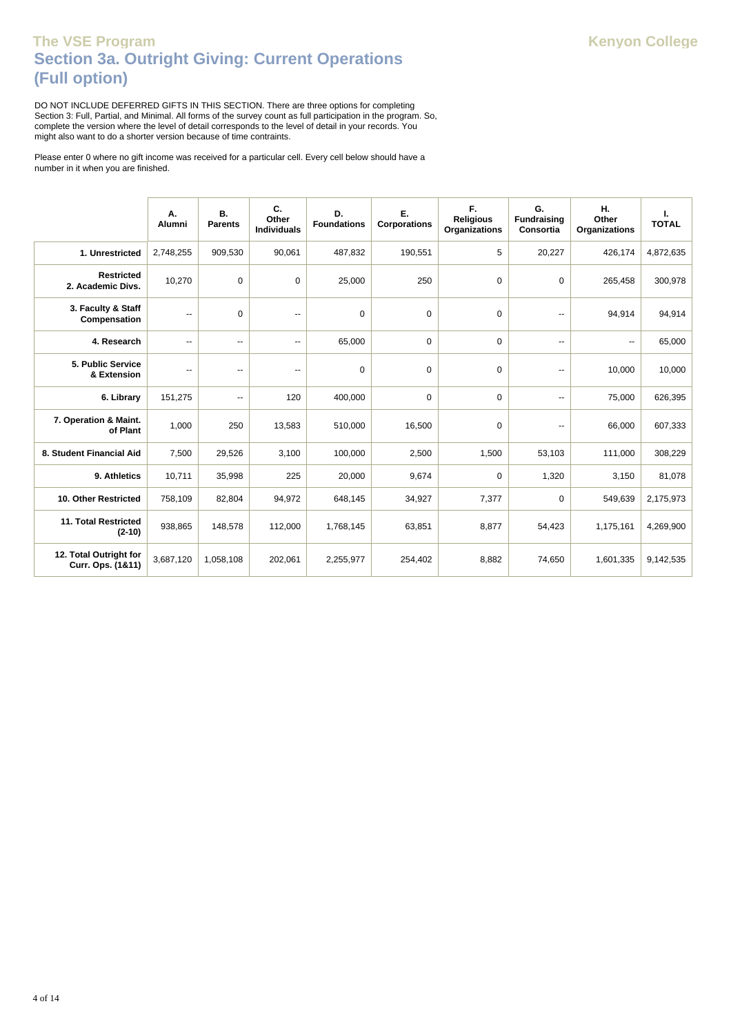# The VSE Program

Kenyon College

## Section 3a. Outright Giving: Current Operations (Full option)

DO NOT INCLUDE DEFERRED GIFTS IN THIS SECTION. There are three options for completing Section 3: Full, Partial, and Minimal. All forms of the survey count as full participation in the program. So, complete the version where the level of detail corresponds to the level of detail in your records. You might also want to do a shorter version because of time contraints.

Please enter 0 where no gift income was received for a particular cell. Every cell below should have a number in it when you are finished.

| | A. Alumni | B. Parents | C. Other Individuals | D. Foundations | E. Corporations | F. Religious Organizations | G. Fundraising Consortia | H. Other Organizations | I. TOTAL |
|---|---|---|---|---|---|---|---|---|---|
| **1. Unrestricted** | 2,748,255 | 909,530 | 90,061 | 487,832 | 190,551 | 5 | 20,227 | 426,174 | 4,872,635 |
| **Restricted 2. Academic Divs.** | 10,270 | 0 | 0 | 25,000 | 250 | 0 | 0 | 265,458 | 300,978 |
| **3. Faculty & Staff Compensation** | -- | 0 | -- | 0 | 0 | 0 | -- | 94,914 | 94,914 |
| **4. Research** | -- | -- | -- | 65,000 | 0 | 0 | -- | -- | 65,000 |
| **5. Public Service & Extension** | -- | -- | -- | 0 | 0 | 0 | -- | 10,000 | 10,000 |
| **6. Library** | 151,275 | -- | 120 | 400,000 | 0 | 0 | -- | 75,000 | 626,395 |
| **7. Operation & Maint. of Plant** | 1,000 | 250 | 13,583 | 510,000 | 16,500 | 0 | -- | 66,000 | 607,333 |
| **8. Student Financial Aid** | 7,500 | 29,526 | 3,100 | 100,000 | 2,500 | 1,500 | 53,103 | 111,000 | 308,229 |
| **9. Athletics** | 10,711 | 35,998 | 225 | 20,000 | 9,674 | 0 | 1,320 | 3,150 | 81,078 |
| **10. Other Restricted** | 758,109 | 82,804 | 94,972 | 648,145 | 34,927 | 7,377 | 0 | 549,639 | 2,175,973 |
| **11. Total Restricted (2-10)** | 938,865 | 148,578 | 112,000 | 1,768,145 | 63,851 | 8,877 | 54,423 | 1,175,161 | 4,269,900 |
| **12. Total Outright for Curr. Ops. (1&11)** | 3,687,120 | 1,058,108 | 202,061 | 2,255,977 | 254,402 | 8,882 | 74,650 | 1,601,335 | 9,142,535 |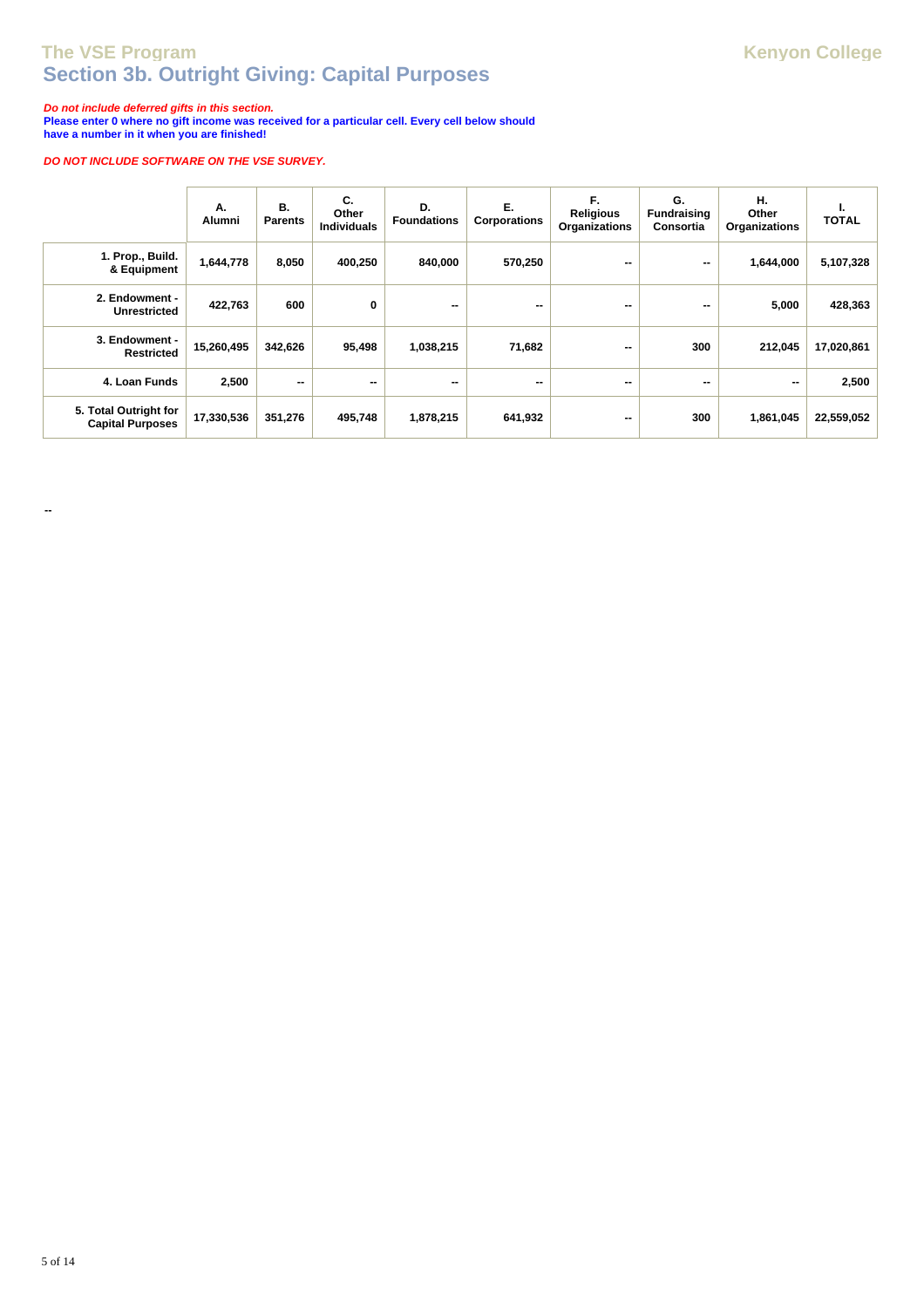# Section 3b. Outright Giving: Capital Purposes

***Do not include deferred gifts in this section.***
**Please enter 0 where no gift income was received for a particular cell. Every cell below should have a number in it when you are finished!**

***DO NOT INCLUDE SOFTWARE ON THE VSE SURVEY.***

| | A. Alumni | B. Parents | C. Other Individuals | D. Foundations | E. Corporations | F. Religious Organizations | G. Fundraising Consortia | H. Other Organizations | I. TOTAL |
|---|---|---|---|---|---|---|---|---|---|
| 1. Prop., Build. & Equipment | 1,644,778 | 8,050 | 400,250 | 840,000 | 570,250 | -- | -- | 1,644,000 | 5,107,328 |
| 2. Endowment - Unrestricted | 422,763 | 600 | 0 | -- | -- | -- | -- | 5,000 | 428,363 |
| 3. Endowment - Restricted | 15,260,495 | 342,626 | 95,498 | 1,038,215 | 71,682 | -- | 300 | 212,045 | 17,020,861 |
| 4. Loan Funds | 2,500 | -- | -- | -- | -- | -- | -- | -- | 2,500 |
| 5. Total Outright for Capital Purposes | 17,330,536 | 351,276 | 495,748 | 1,878,215 | 641,932 | -- | 300 | 1,861,045 | 22,559,052 |

--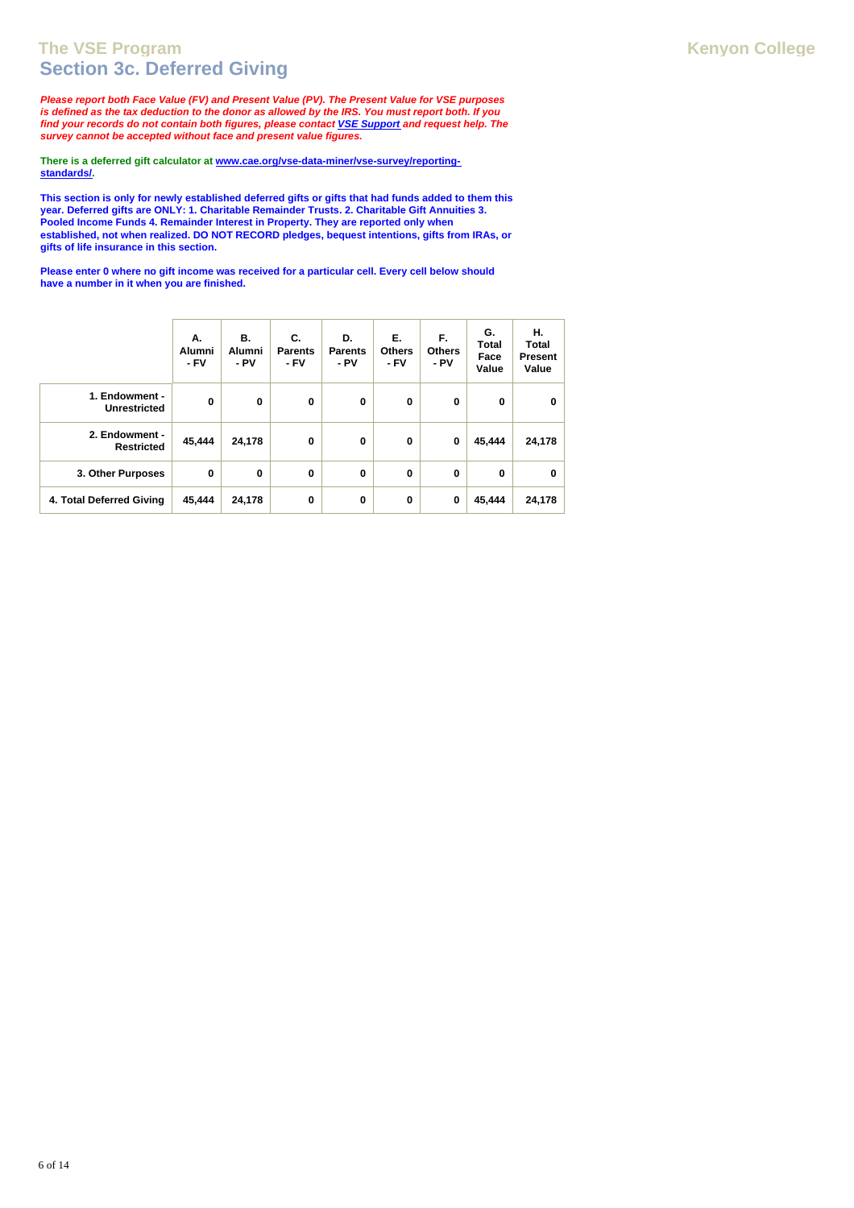# The VSE Program

**Kenyon College**

## Section 3c. Deferred Giving

***Please report both Face Value (FV) and Present Value (PV). The Present Value for VSE purposes is defined as the tax deduction to the donor as allowed by the IRS. You must report both. If you find your records do not contain both figures, please contact VSE Support and request help. The survey cannot be accepted without face and present value figures.***

**There is a deferred gift calculator at www.cae.org/vse-data-miner/vse-survey/reporting-standards/.**

**This section is only for newly established deferred gifts or gifts that had funds added to them this year. Deferred gifts are ONLY: 1. Charitable Remainder Trusts. 2. Charitable Gift Annuities 3. Pooled Income Funds 4. Remainder Interest in Property. They are reported only when established, not when realized. DO NOT RECORD pledges, bequest intentions, gifts from IRAs, or gifts of life insurance in this section.**

**Please enter 0 where no gift income was received for a particular cell. Every cell below should have a number in it when you are finished.**

| | A. Alumni - FV | B. Alumni - PV | C. Parents - FV | D. Parents - PV | E. Others - FV | F. Others - PV | G. Total Face Value | H. Total Present Value |
|---|---|---|---|---|---|---|---|---|
| 1. Endowment - Unrestricted | 0 | 0 | 0 | 0 | 0 | 0 | 0 | 0 |
| 2. Endowment - Restricted | 45,444 | 24,178 | 0 | 0 | 0 | 0 | 45,444 | 24,178 |
| 3. Other Purposes | 0 | 0 | 0 | 0 | 0 | 0 | 0 | 0 |
| 4. Total Deferred Giving | 45,444 | 24,178 | 0 | 0 | 0 | 0 | 45,444 | 24,178 |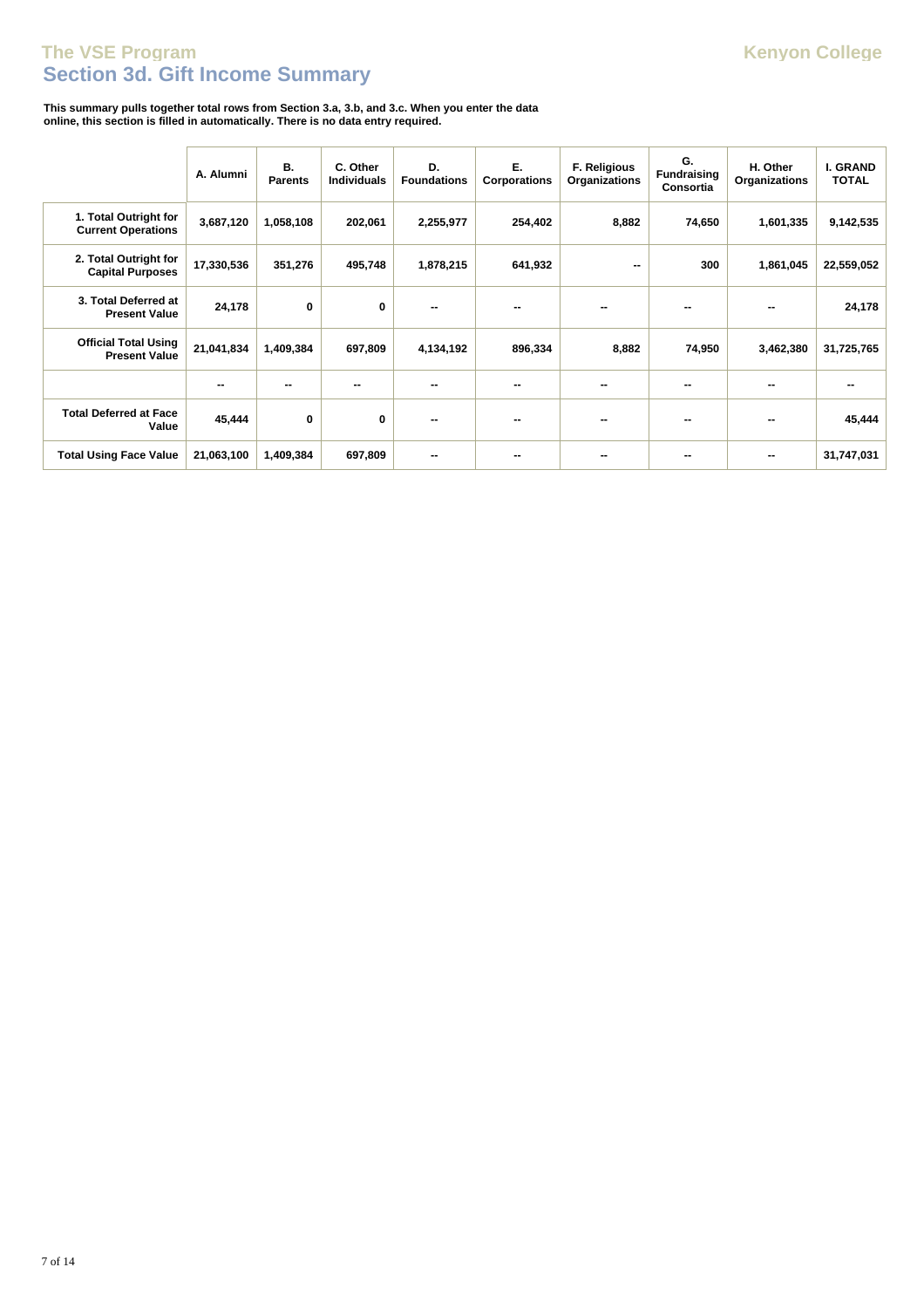## The VSE Program

## Section 3d. Gift Income Summary

**This summary pulls together total rows from Section 3.a, 3.b, and 3.c. When you enter the data online, this section is filled in automatically. There is no data entry required.**

| | A. Alumni | B. Parents | C. Other Individuals | D. Foundations | E. Corporations | F. Religious Organizations | G. Fundraising Consortia | H. Other Organizations | I. GRAND TOTAL |
|---|---|---|---|---|---|---|---|---|---|
| 1. Total Outright for Current Operations | 3,687,120 | 1,058,108 | 202,061 | 2,255,977 | 254,402 | 8,882 | 74,650 | 1,601,335 | 9,142,535 |
| 2. Total Outright for Capital Purposes | 17,330,536 | 351,276 | 495,748 | 1,878,215 | 641,932 | -- | 300 | 1,861,045 | 22,559,052 |
| 3. Total Deferred at Present Value | 24,178 | 0 | 0 | -- | -- | -- | -- | -- | 24,178 |
| Official Total Using Present Value | 21,041,834 | 1,409,384 | 697,809 | 4,134,192 | 896,334 | 8,882 | 74,950 | 3,462,380 | 31,725,765 |
| | -- | -- | -- | -- | -- | -- | -- | -- | -- |
| Total Deferred at Face Value | 45,444 | 0 | 0 | -- | -- | -- | -- | -- | 45,444 |
| Total Using Face Value | 21,063,100 | 1,409,384 | 697,809 | -- | -- | -- | -- | -- | 31,747,031 |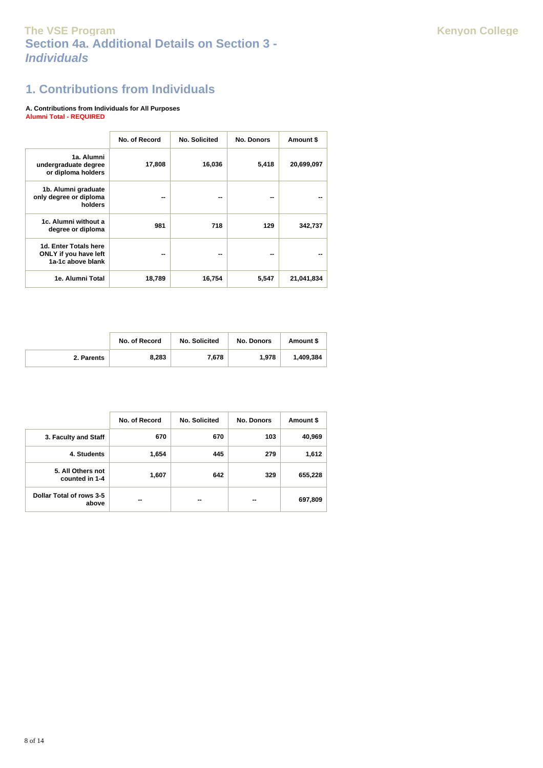# Section 4a. Additional Details on Section 3 - *Individuals*

## 1. Contributions from Individuals

**A. Contributions from Individuals for All Purposes**
Alumni Total - REQUIRED

| | No. of Record | No. Solicited | No. Donors | Amount $ |
|---|---|---|---|---|
| 1a. Alumni undergraduate degree or diploma holders | 17,808 | 16,036 | 5,418 | 20,699,097 |
| 1b. Alumni graduate only degree or diploma holders | -- | -- | -- | -- |
| 1c. Alumni without a degree or diploma | 981 | 718 | 129 | 342,737 |
| 1d. Enter Totals here ONLY if you have left 1a-1c above blank | -- | -- | -- | -- |
| 1e. Alumni Total | 18,789 | 16,754 | 5,547 | 21,041,834 |

| | No. of Record | No. Solicited | No. Donors | Amount $ |
|---|---|---|---|---|
| 2. Parents | 8,283 | 7,678 | 1,978 | 1,409,384 |

| | No. of Record | No. Solicited | No. Donors | Amount $ |
|---|---|---|---|---|
| 3. Faculty and Staff | 670 | 670 | 103 | 40,969 |
| 4. Students | 1,654 | 445 | 279 | 1,612 |
| 5. All Others not counted in 1-4 | 1,607 | 642 | 329 | 655,228 |
| Dollar Total of rows 3-5 above | -- | -- | -- | 697,809 |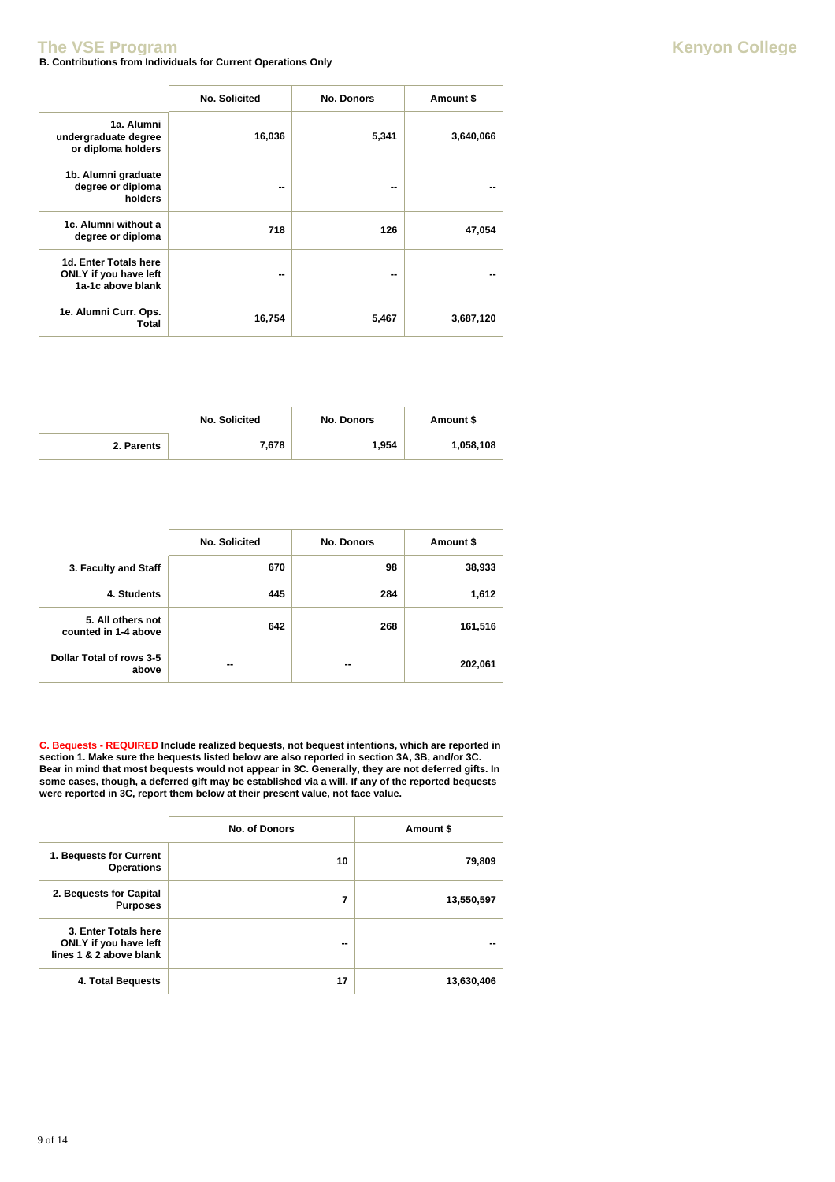**B. Contributions from Individuals for Current Operations Only**

| | No. Solicited | No. Donors | Amount $ |
|---|---|---|---|
| 1a. Alumni undergraduate degree or diploma holders | 16,036 | 5,341 | 3,640,066 |
| 1b. Alumni graduate degree or diploma holders | -- | -- | -- |
| 1c. Alumni without a degree or diploma | 718 | 126 | 47,054 |
| 1d. Enter Totals here ONLY if you have left 1a-1c above blank | -- | -- | -- |
| 1e. Alumni Curr. Ops. Total | 16,754 | 5,467 | 3,687,120 |

| | No. Solicited | No. Donors | Amount $ |
|---|---|---|---|
| 2. Parents | 7,678 | 1,954 | 1,058,108 |

| | No. Solicited | No. Donors | Amount $ |
|---|---|---|---|
| 3. Faculty and Staff | 670 | 98 | 38,933 |
| 4. Students | 445 | 284 | 1,612 |
| 5. All others not counted in 1-4 above | 642 | 268 | 161,516 |
| Dollar Total of rows 3-5 above | -- | -- | 202,061 |

**C. Bequests - REQUIRED** Include realized bequests, not bequest intentions, which are reported in section 1. Make sure the bequests listed below are also reported in section 3A, 3B, and/or 3C. Bear in mind that most bequests would not appear in 3C. Generally, they are not deferred gifts. In some cases, though, a deferred gift may be established via a will. If any of the reported bequests were reported in 3C, report them below at their present value, not face value.

| | No. of Donors | Amount $ |
|---|---|---|
| 1. Bequests for Current Operations | 10 | 79,809 |
| 2. Bequests for Capital Purposes | 7 | 13,550,597 |
| 3. Enter Totals here ONLY if you have left lines 1 & 2 above blank | -- | -- |
| 4. Total Bequests | 17 | 13,630,406 |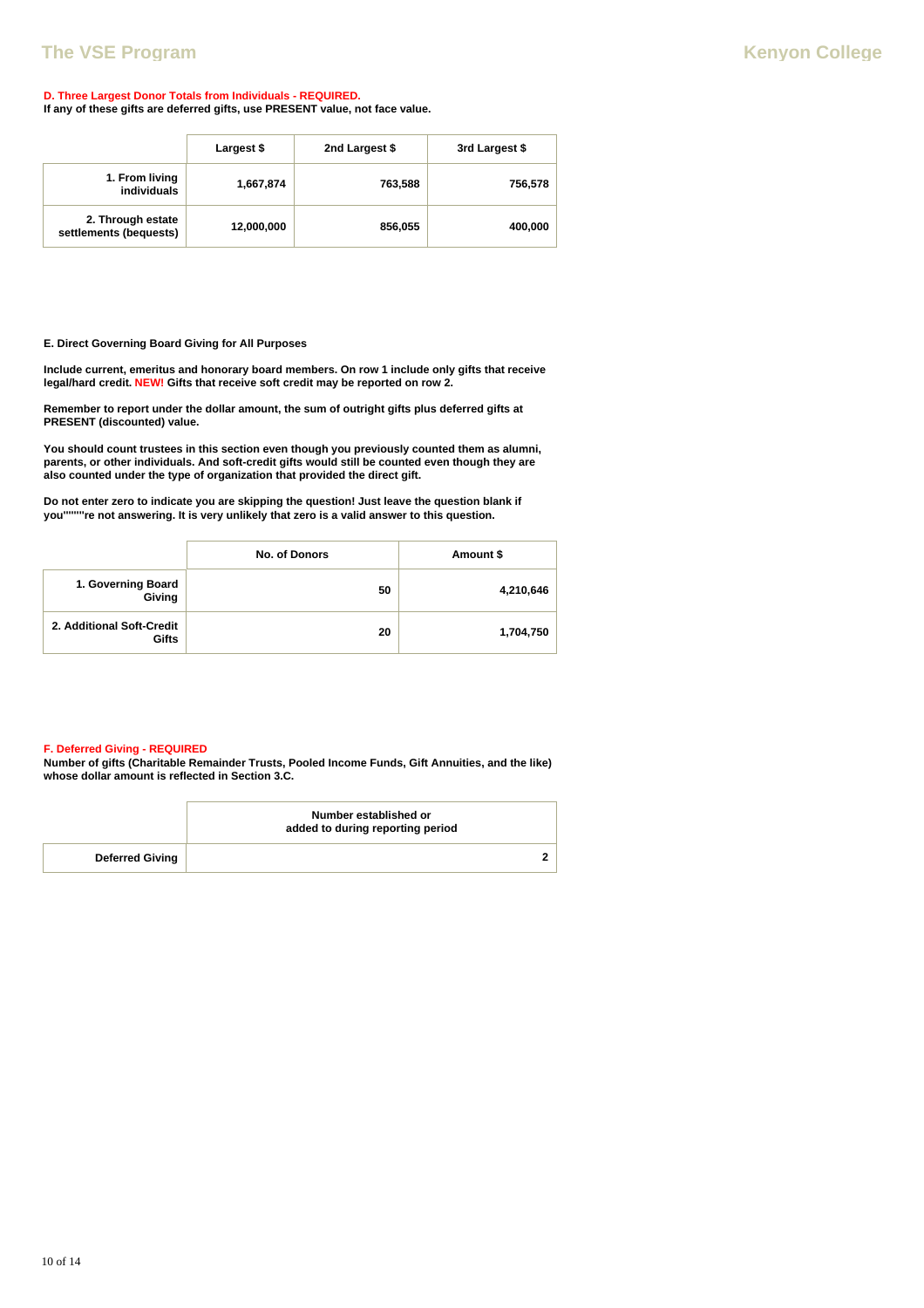**D. Three Largest Donor Totals from Individuals - REQUIRED.**
**If any of these gifts are deferred gifts, use PRESENT value, not face value.**

| | Largest $ | 2nd Largest $ | 3rd Largest $ |
|---|---|---|---|
| 1. From living individuals | 1,667,874 | 763,588 | 756,578 |
| 2. Through estate settlements (bequests) | 12,000,000 | 856,055 | 400,000 |

**E. Direct Governing Board Giving for All Purposes**

**Include current, emeritus and honorary board members. On row 1 include only gifts that receive legal/hard credit. NEW! Gifts that receive soft credit may be reported on row 2.**

**Remember to report under the dollar amount, the sum of outright gifts plus deferred gifts at PRESENT (discounted) value.**

**You should count trustees in this section even though you previously counted them as alumni, parents, or other individuals. And soft-credit gifts would still be counted even though they are also counted under the type of organization that provided the direct gift.**

**Do not enter zero to indicate you are skipping the question! Just leave the question blank if you""""re not answering. It is very unlikely that zero is a valid answer to this question.**

| | No. of Donors | Amount $ |
|---|---|---|
| 1. Governing Board Giving | 50 | 4,210,646 |
| 2. Additional Soft-Credit Gifts | 20 | 1,704,750 |

**F. Deferred Giving - REQUIRED**
**Number of gifts (Charitable Remainder Trusts, Pooled Income Funds, Gift Annuities, and the like) whose dollar amount is reflected in Section 3.C.**

| | Number established or added to during reporting period |
|---|---|
| Deferred Giving | 2 |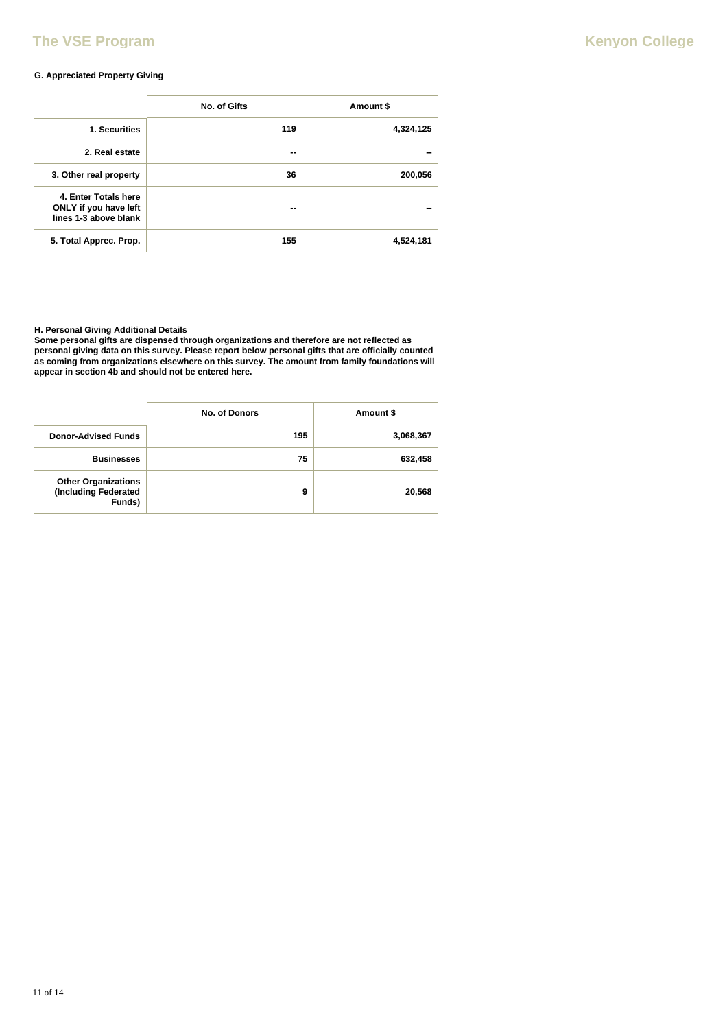**G. Appreciated Property Giving**

| | No. of Gifts | Amount $ |
|---|---|---|
| 1. Securities | 119 | 4,324,125 |
| 2. Real estate | -- | -- |
| 3. Other real property | 36 | 200,056 |
| 4. Enter Totals here ONLY if you have left lines 1-3 above blank | -- | -- |
| 5. Total Apprec. Prop. | 155 | 4,524,181 |

**H. Personal Giving Additional Details**
**Some personal gifts are dispensed through organizations and therefore are not reflected as personal giving data on this survey. Please report below personal gifts that are officially counted as coming from organizations elsewhere on this survey. The amount from family foundations will appear in section 4b and should not be entered here.**

| | No. of Donors | Amount $ |
|---|---|---|
| Donor-Advised Funds | 195 | 3,068,367 |
| Businesses | 75 | 632,458 |
| Other Organizations (Including Federated Funds) | 9 | 20,568 |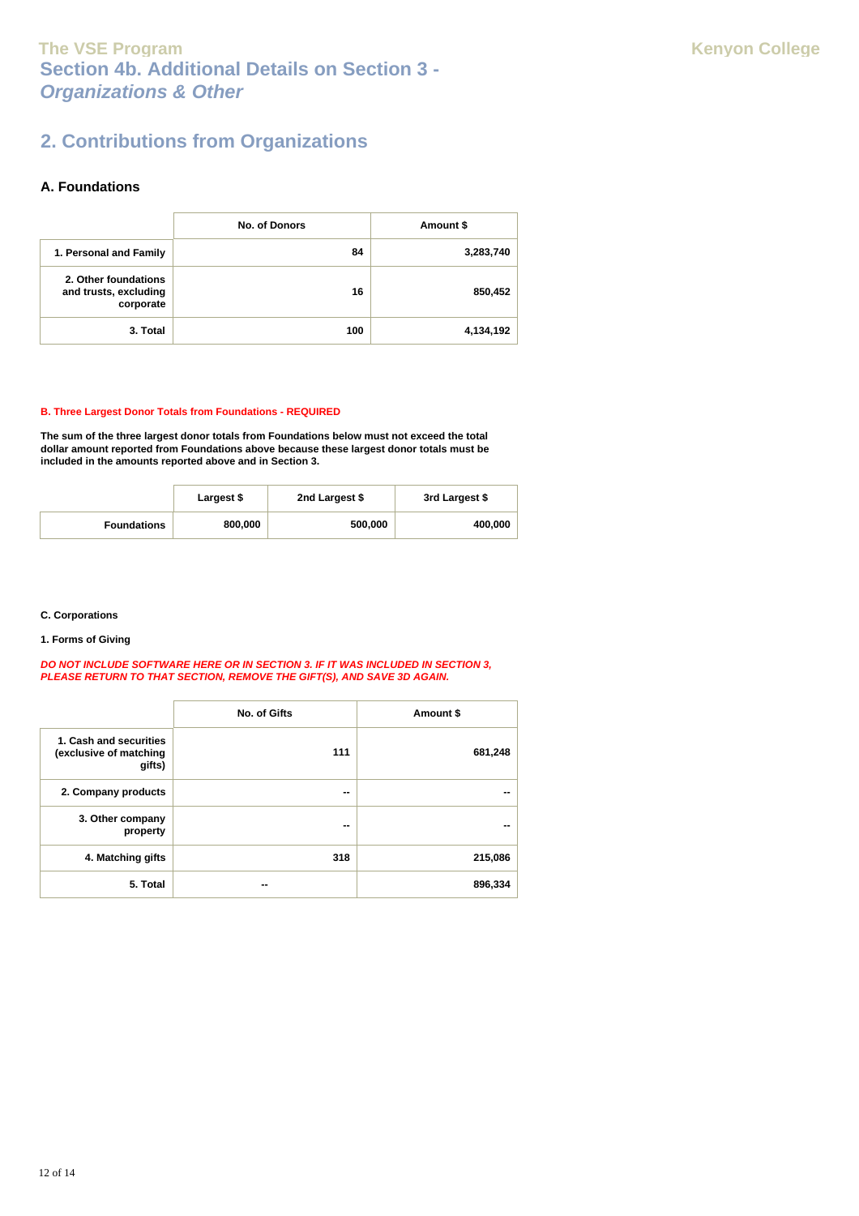# Section 4b. Additional Details on Section 3 - *Organizations & Other*

## 2. Contributions from Organizations

### A. Foundations

| | No. of Donors | Amount $ |
|---|---|---|
| 1. Personal and Family | 84 | 3,283,740 |
| 2. Other foundations and trusts, excluding corporate | 16 | 850,452 |
| 3. Total | 100 | 4,134,192 |

**B. Three Largest Donor Totals from Foundations - REQUIRED**

**The sum of the three largest donor totals from Foundations below must not exceed the total dollar amount reported from Foundations above because these largest donor totals must be included in the amounts reported above and in Section 3.**

| | Largest $ | 2nd Largest $ | 3rd Largest $ |
|---|---|---|---|
| Foundations | 800,000 | 500,000 | 400,000 |

**C. Corporations**

**1. Forms of Giving**

***DO NOT INCLUDE SOFTWARE HERE OR IN SECTION 3. IF IT WAS INCLUDED IN SECTION 3, PLEASE RETURN TO THAT SECTION, REMOVE THE GIFT(S), AND SAVE 3D AGAIN.***

| | No. of Gifts | Amount $ |
|---|---|---|
| 1. Cash and securities (exclusive of matching gifts) | 111 | 681,248 |
| 2. Company products | -- | -- |
| 3. Other company property | -- | -- |
| 4. Matching gifts | 318 | 215,086 |
| 5. Total | -- | 896,334 |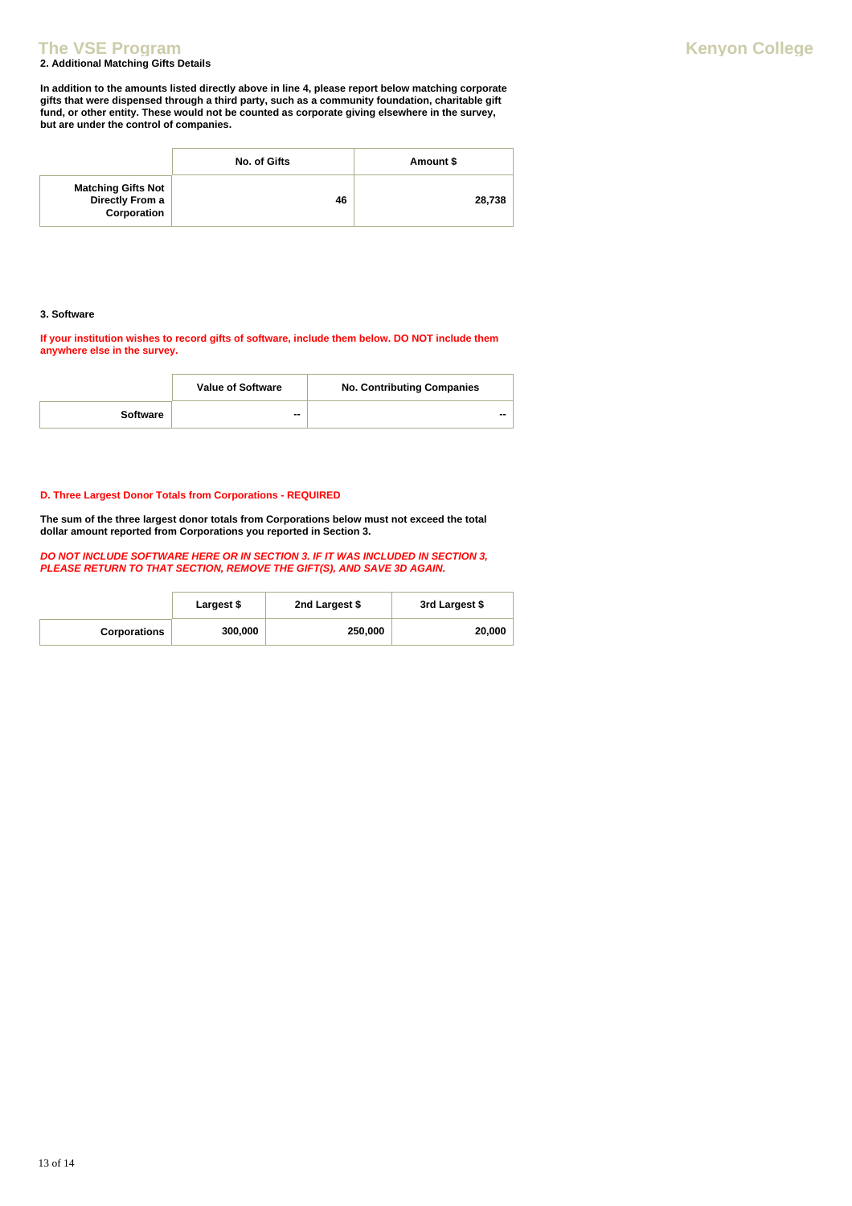#### 2. Additional Matching Gifts Details

**In addition to the amounts listed directly above in line 4, please report below matching corporate gifts that were dispensed through a third party, such as a community foundation, charitable gift fund, or other entity. These would not be counted as corporate giving elsewhere in the survey, but are under the control of companies.**

| | No. of Gifts | Amount $ |
|---|---|---|
| **Matching Gifts Not Directly From a Corporation** | 46 | 28,738 |

#### 3. Software

**If your institution wishes to record gifts of software, include them below. DO NOT include them anywhere else in the survey.**

| | Value of Software | No. Contributing Companies |
|---|---|---|
| **Software** | -- | -- |

### D. Three Largest Donor Totals from Corporations - REQUIRED

**The sum of the three largest donor totals from Corporations below must not exceed the total dollar amount reported from Corporations you reported in Section 3.**

***DO NOT INCLUDE SOFTWARE HERE OR IN SECTION 3. IF IT WAS INCLUDED IN SECTION 3, PLEASE RETURN TO THAT SECTION, REMOVE THE GIFT(S), AND SAVE 3D AGAIN.***

| | Largest $ | 2nd Largest $ | 3rd Largest $ |
|---|---|---|---|
| **Corporations** | 300,000 | 250,000 | 20,000 |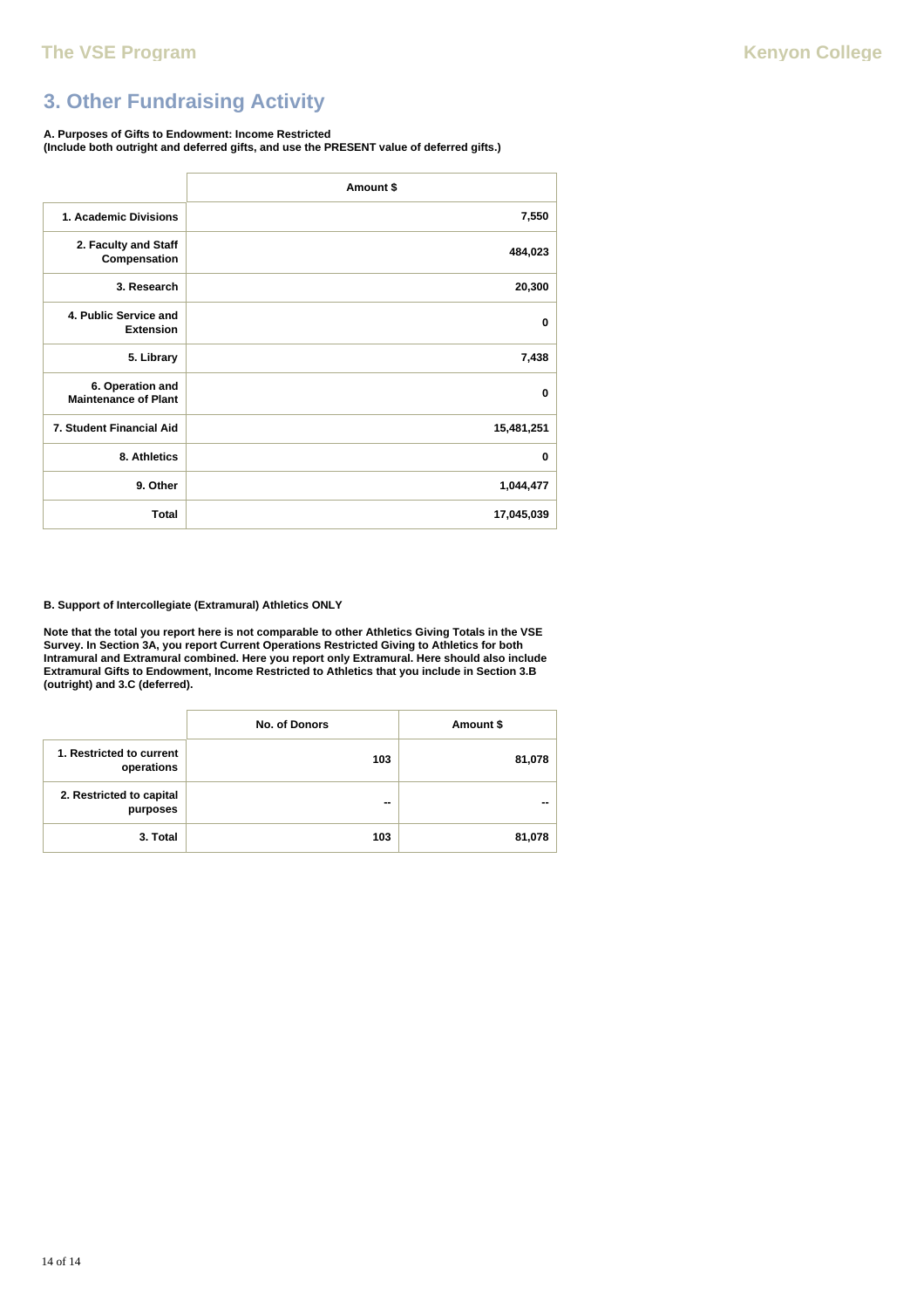## 3. Other Fundraising Activity

**A. Purposes of Gifts to Endowment: Income Restricted**
**(Include both outright and deferred gifts, and use the PRESENT value of deferred gifts.)**

| | Amount $ |
|---|---|
| 1. Academic Divisions | 7,550 |
| 2. Faculty and Staff Compensation | 484,023 |
| 3. Research | 20,300 |
| 4. Public Service and Extension | 0 |
| 5. Library | 7,438 |
| 6. Operation and Maintenance of Plant | 0 |
| 7. Student Financial Aid | 15,481,251 |
| 8. Athletics | 0 |
| 9. Other | 1,044,477 |
| Total | 17,045,039 |

**B. Support of Intercollegiate (Extramural) Athletics ONLY**

**Note that the total you report here is not comparable to other Athletics Giving Totals in the VSE Survey. In Section 3A, you report Current Operations Restricted Giving to Athletics for both Intramural and Extramural combined. Here you report only Extramural. Here should also include Extramural Gifts to Endowment, Income Restricted to Athletics that you include in Section 3.B (outright) and 3.C (deferred).**

| | No. of Donors | Amount $ |
|---|---|---|
| 1. Restricted to current operations | 103 | 81,078 |
| 2. Restricted to capital purposes | -- | -- |
| 3. Total | 103 | 81,078 |